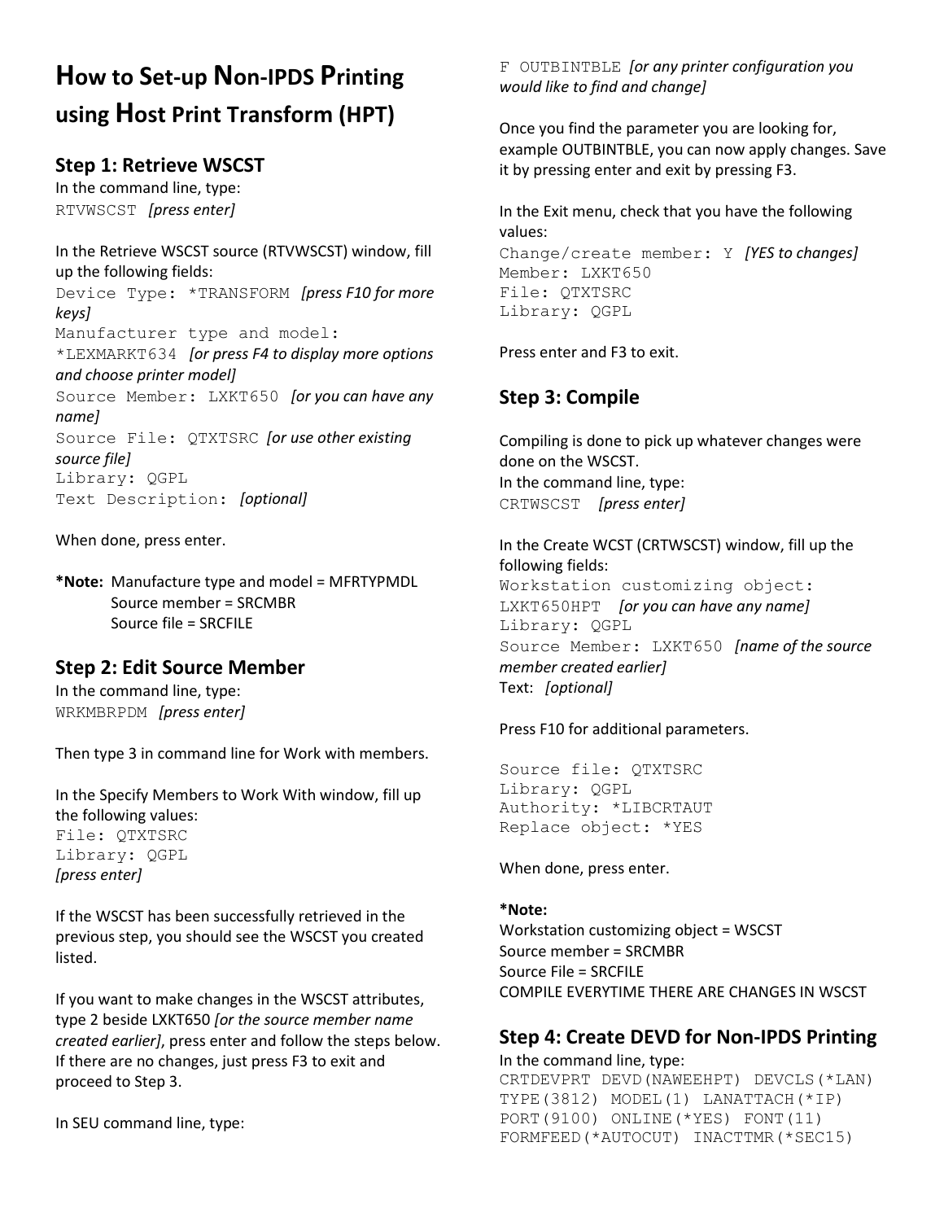# How to Set-up Non-IPDS Printing using Host Print Transform (HPT)

## Step 1: Retrieve WSCST

In the command line, type:
`RTVWSCST` *[press enter]*

In the Retrieve WSCST source (RTVWSCST) window, fill up the following fields:
`Device Type: *TRANSFORM` *[press F10 for more keys]*
`Manufacturer type and model: *LEXMARKT634` *[or press F4 to display more options and choose printer model]*
`Source Member: LXKT650` *[or you can have any name]*
`Source File: QTXTSRC` *[or use other existing source file]*
`Library: QGPL`
`Text Description:` *[optional]*

When done, press enter.

**\*Note:** Manufacture type and model = MFRTYPMDL
Source member = SRCMBR
Source file = SRCFILE

## Step 2: Edit Source Member

In the command line, type:
`WRKMBRPDM` *[press enter]*

Then type 3 in command line for Work with members.

In the Specify Members to Work With window, fill up the following values:
`File: QTXTSRC`
`Library: QGPL`
*[press enter]*

If the WSCST has been successfully retrieved in the previous step, you should see the WSCST you created listed.

If you want to make changes in the WSCST attributes, type 2 beside LXKT650 *[or the source member name created earlier]*, press enter and follow the steps below. If there are no changes, just press F3 to exit and proceed to Step 3.

In SEU command line, type:
`F OUTBINTBLE` *[or any printer configuration you would like to find and change]*

Once you find the parameter you are looking for, example OUTBINTBLE, you can now apply changes. Save it by pressing enter and exit by pressing F3.

In the Exit menu, check that you have the following values:
`Change/create member: Y` *[YES to changes]*
`Member: LXKT650`
`File: QTXTSRC`
`Library: QGPL`

Press enter and F3 to exit.

## Step 3: Compile

Compiling is done to pick up whatever changes were done on the WSCST.
In the command line, type:
`CRTWSCST` *[press enter]*

In the Create WCST (CRTWSCST) window, fill up the following fields:
`Workstation customizing object: LXKT650HPT` *[or you can have any name]*
`Library: QGPL`
`Source Member: LXKT650` *[name of the source member created earlier]*
Text: *[optional]*

Press F10 for additional parameters.

`Source file: QTXTSRC`
`Library: QGPL`
`Authority: *LIBCRTAUT`
`Replace object: *YES`

When done, press enter.

**\*Note:**
Workstation customizing object = WSCST
Source member = SRCMBR
Source File = SRCFILE
COMPILE EVERYTIME THERE ARE CHANGES IN WSCST

## Step 4: Create DEVD for Non-IPDS Printing

In the command line, type:

```
CRTDEVPRT DEVD(NAWEEHPT) DEVCLS(*LAN)
TYPE(3812) MODEL(1) LANATTACH(*IP)
PORT(9100) ONLINE(*YES) FONT(11)
FORMFEED(*AUTOCUT) INACTTMR(*SEC15)
```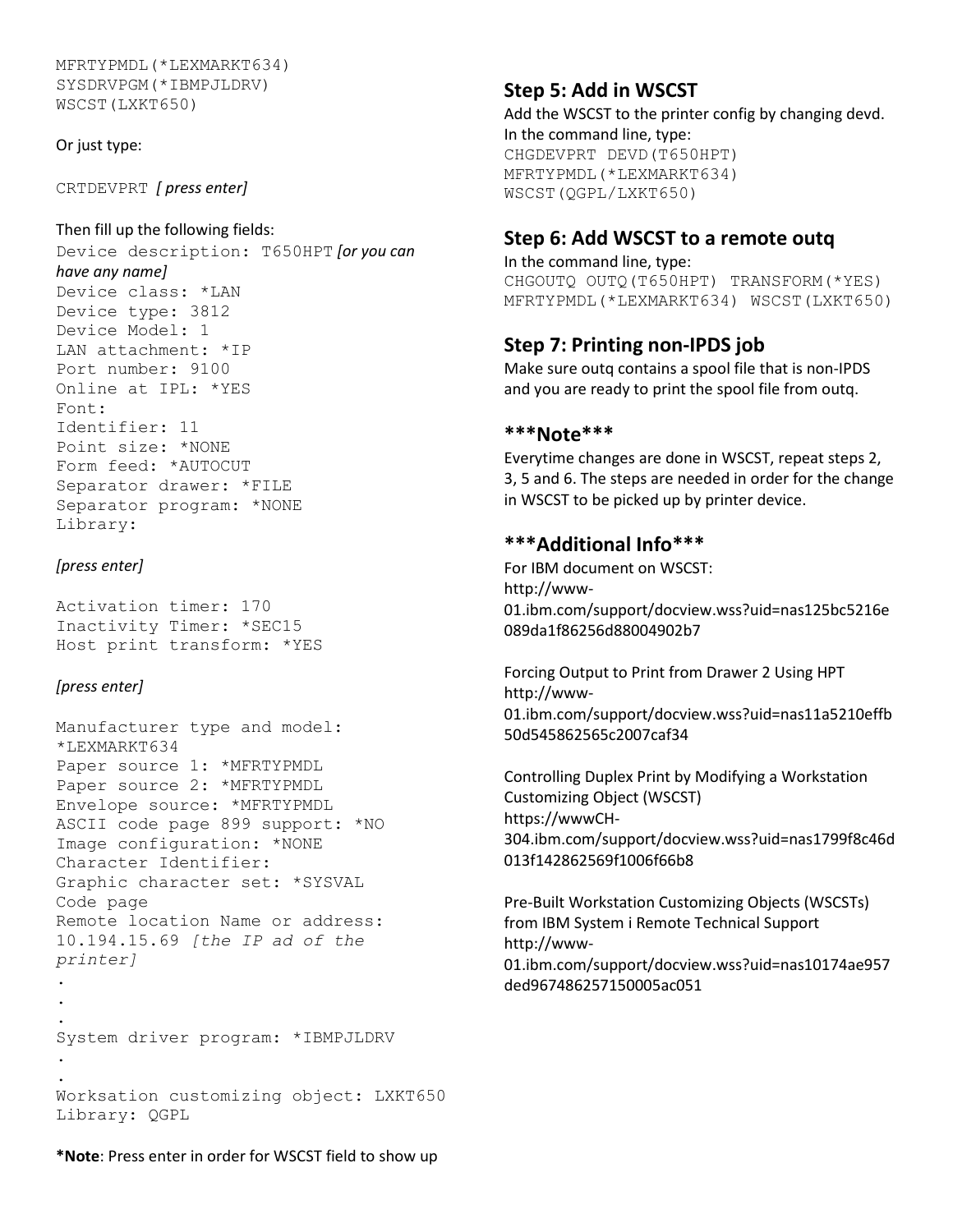```
MFRTYPMDL(*LEXMARKT634)
SYSDRVPGM(*IBMPJLDRV)
WSCST(LXKT650)
```

Or just type:

CRTDEVPRT *[ press enter]*

Then fill up the following fields:

```
Device description: T650HPT [or you can have any name]
Device class: *LAN
Device type: 3812
Device Model: 1
LAN attachment: *IP
Port number: 9100
Online at IPL: *YES
Font:
Identifier: 11
Point size: *NONE
Form feed: *AUTOCUT
Separator drawer: *FILE
Separator program: *NONE
Library:
```

*[press enter]*

```
Activation timer: 170
Inactivity Timer: *SEC15
Host print transform: *YES
```

*[press enter]*

```
Manufacturer type and model:
*LEXMARKT634
Paper source 1: *MFRTYPMDL
Paper source 2: *MFRTYPMDL
Envelope source: *MFRTYPMDL
ASCII code page 899 support: *NO
Image configuration: *NONE
Character Identifier:
Graphic character set: *SYSVAL
Code page
Remote location Name or address:
10.194.15.69 [the IP ad of the printer]
.
.
.
System driver program: *IBMPJLDRV
.
.
Worksation customizing object: LXKT650
Library: QGPL
```

***Note**: Press enter in order for WSCST field to show up

## Step 5: Add in WSCST

Add the WSCST to the printer config by changing devd.
In the command line, type:

```
CHGDEVPRT DEVD(T650HPT)
MFRTYPMDL(*LEXMARKT634)
WSCST(QGPL/LXKT650)
```

## Step 6: Add WSCST to a remote outq

In the command line, type:

```
CHGOUTQ OUTQ(T650HPT) TRANSFORM(*YES)
MFRTYPMDL(*LEXMARKT634) WSCST(LXKT650)
```

## Step 7: Printing non-IPDS job

Make sure outq contains a spool file that is non-IPDS and you are ready to print the spool file from outq.

### ***Note***

Everytime changes are done in WSCST, repeat steps 2, 3, 5 and 6. The steps are needed in order for the change in WSCST to be picked up by printer device.

## ***Additional Info***

For IBM document on WSCST:
http://www-01.ibm.com/support/docview.wss?uid=nas125bc5216e089da1f86256d88004902b7

Forcing Output to Print from Drawer 2 Using HPT
http://www-01.ibm.com/support/docview.wss?uid=nas11a5210effb50d545862565c2007caf34

Controlling Duplex Print by Modifying a Workstation Customizing Object (WSCST)
https://wwwCH-304.ibm.com/support/docview.wss?uid=nas1799f8c46d013f142862569f1006f66b8

Pre-Built Workstation Customizing Objects (WSCSTs) from IBM System i Remote Technical Support
http://www-01.ibm.com/support/docview.wss?uid=nas10174ae957ded967486257150005ac051